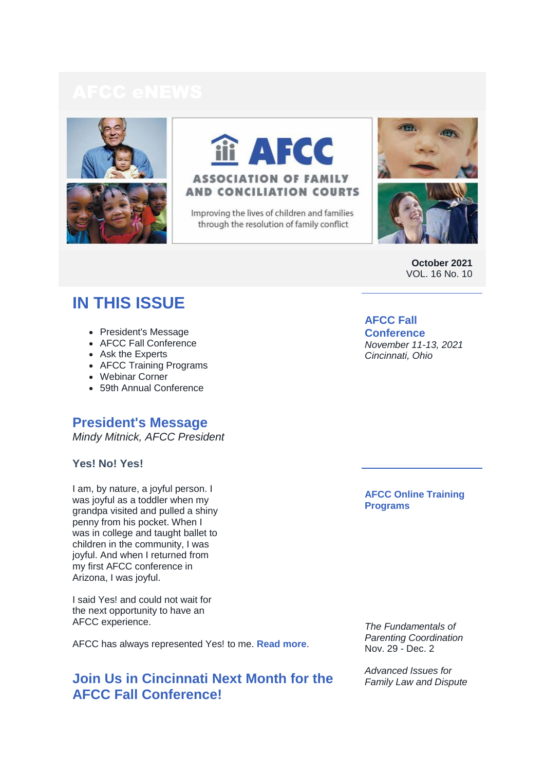# AFCC eNEWS

AFCC

ASSOCIATION OF FAMILY AND CONCILIATION COURTS

Improving the lives of children and families through the resolution of family conflict

**October 2021**
VOL. 16 No. 10

## IN THIS ISSUE

- President's Message
- AFCC Fall Conference
- Ask the Experts
- AFCC Training Programs
- Webinar Corner
- 59th Annual Conference

## President's Message

*Mindy Mitnick, AFCC President*

**Yes! No! Yes!**

I am, by nature, a joyful person. I was joyful as a toddler when my grandpa visited and pulled a shiny penny from his pocket. When I was in college and taught ballet to children in the community, I was joyful. And when I returned from my first AFCC conference in Arizona, I was joyful.

I said Yes! and could not wait for the next opportunity to have an AFCC experience.

AFCC has always represented Yes! to me. **Read more**.

## Join Us in Cincinnati Next Month for the AFCC Fall Conference!

---

### AFCC Fall Conference

*November 11-13, 2021*
*Cincinnati, Ohio*

---

### AFCC Online Training Programs

*The Fundamentals of Parenting Coordination*
Nov. 29 - Dec. 2

*Advanced Issues for Family Law and Dispute*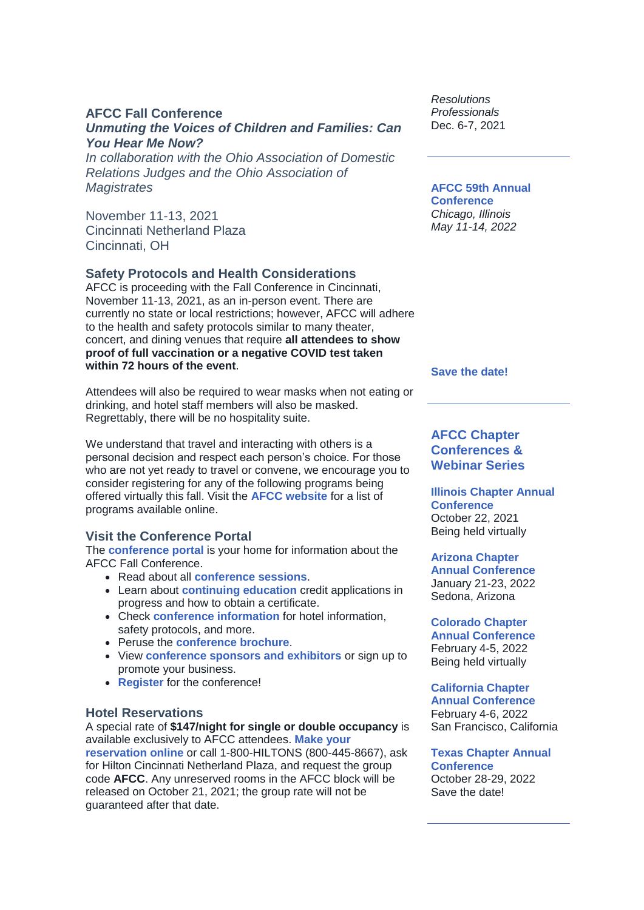## AFCC Fall Conference

***Unmuting the Voices of Children and Families: Can You Hear Me Now?***

*In collaboration with the Ohio Association of Domestic Relations Judges and the Ohio Association of Magistrates*

November 11-13, 2021
Cincinnati Netherland Plaza
Cincinnati, OH

### Safety Protocols and Health Considerations

AFCC is proceeding with the Fall Conference in Cincinnati, November 11-13, 2021, as an in-person event. There are currently no state or local restrictions; however, AFCC will adhere to the health and safety protocols similar to many theater, concert, and dining venues that require **all attendees to show proof of full vaccination or a negative COVID test taken within 72 hours of the event**.

Attendees will also be required to wear masks when not eating or drinking, and hotel staff members will also be masked. Regrettably, there will be no hospitality suite.

We understand that travel and interacting with others is a personal decision and respect each person's choice. For those who are not yet ready to travel or convene, we encourage you to consider registering for any of the following programs being offered virtually this fall. Visit the **AFCC website** for a list of programs available online.

### Visit the Conference Portal

The **conference portal** is your home for information about the AFCC Fall Conference.

- Read about all **conference sessions**.
- Learn about **continuing education** credit applications in progress and how to obtain a certificate.
- Check **conference information** for hotel information, safety protocols, and more.
- Peruse the **conference brochure**.
- View **conference sponsors and exhibitors** or sign up to promote your business.
- **Register** for the conference!

### Hotel Reservations

A special rate of **$147/night for single or double occupancy** is available exclusively to AFCC attendees. **Make your reservation online** or call 1-800-HILTONS (800-445-8667), ask for Hilton Cincinnati Netherland Plaza, and request the group code **AFCC**. Any unreserved rooms in the AFCC block will be released on October 21, 2021; the group rate will not be guaranteed after that date.

---

*Resolutions Professionals*
Dec. 6-7, 2021

---

**AFCC 59th Annual Conference**
*Chicago, Illinois*
*May 11-14, 2022*

**Save the date!**

---

## AFCC Chapter Conferences & Webinar Series

**Illinois Chapter Annual Conference**
October 22, 2021
Being held virtually

**Arizona Chapter Annual Conference**
January 21-23, 2022
Sedona, Arizona

**Colorado Chapter Annual Conference**
February 4-5, 2022
Being held virtually

**California Chapter Annual Conference**
February 4-6, 2022
San Francisco, California

**Texas Chapter Annual Conference**
October 28-29, 2022
Save the date!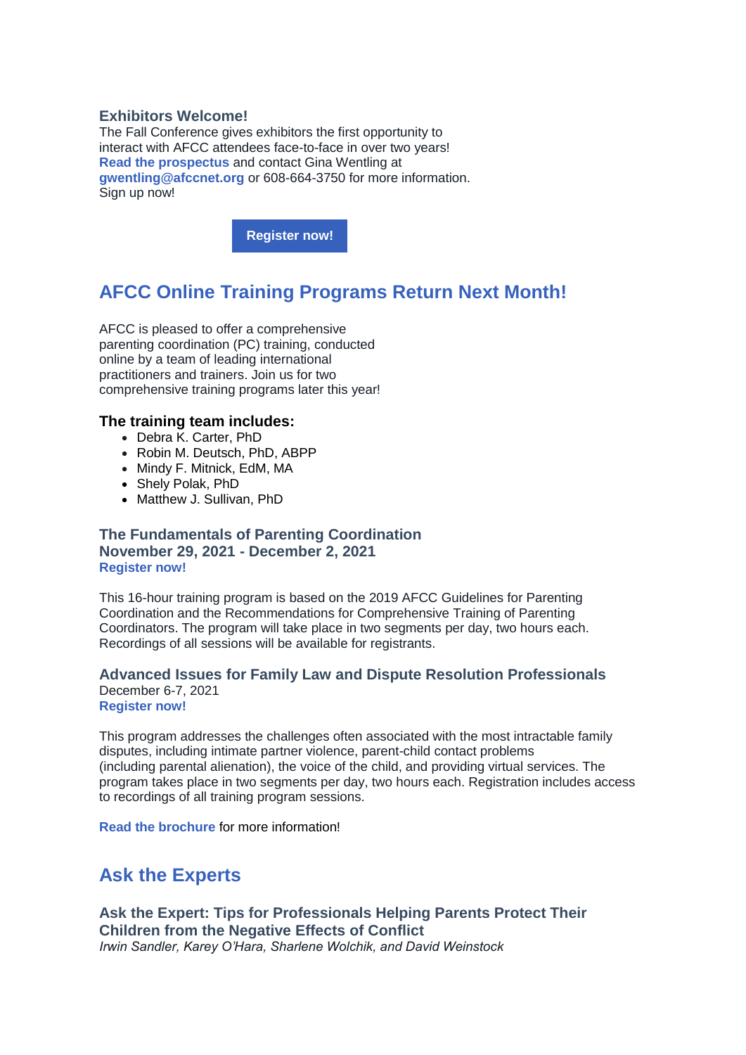### Exhibitors Welcome!

The Fall Conference gives exhibitors the first opportunity to interact with AFCC attendees face-to-face in over two years! **Read the prospectus** and contact Gina Wentling at **gwentling@afccnet.org** or 608-664-3750 for more information. Sign up now!

**Register now!**

## AFCC Online Training Programs Return Next Month!

AFCC is pleased to offer a comprehensive parenting coordination (PC) training, conducted online by a team of leading international practitioners and trainers. Join us for two comprehensive training programs later this year!

### The training team includes:

- Debra K. Carter, PhD
- Robin M. Deutsch, PhD, ABPP
- Mindy F. Mitnick, EdM, MA
- Shely Polak, PhD
- Matthew J. Sullivan, PhD

### The Fundamentals of Parenting Coordination
### November 29, 2021 - December 2, 2021

**Register now!**

This 16-hour training program is based on the 2019 AFCC Guidelines for Parenting Coordination and the Recommendations for Comprehensive Training of Parenting Coordinators. The program will take place in two segments per day, two hours each. Recordings of all sessions will be available for registrants.

### Advanced Issues for Family Law and Dispute Resolution Professionals

December 6-7, 2021

**Register now!**

This program addresses the challenges often associated with the most intractable family disputes, including intimate partner violence, parent-child contact problems (including parental alienation), the voice of the child, and providing virtual services. The program takes place in two segments per day, two hours each. Registration includes access to recordings of all training program sessions.

**Read the brochure** for more information!

## Ask the Experts

### Ask the Expert: Tips for Professionals Helping Parents Protect Their Children from the Negative Effects of Conflict

*Irwin Sandler, Karey O'Hara, Sharlene Wolchik, and David Weinstock*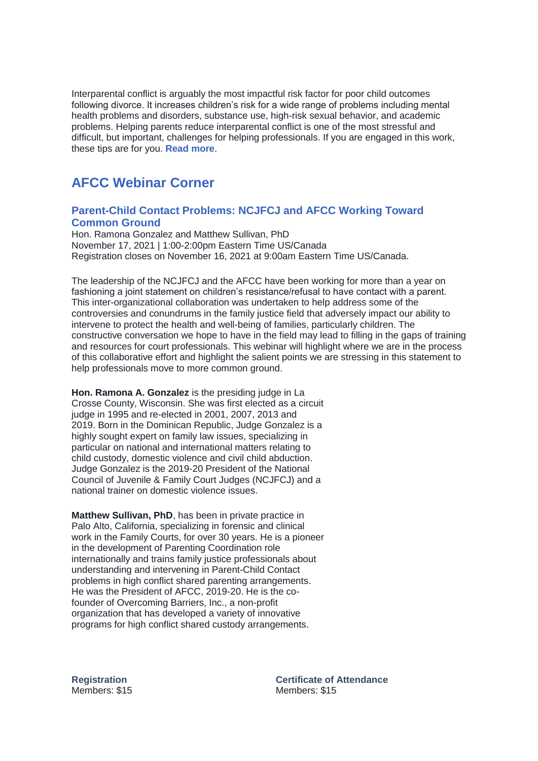Interparental conflict is arguably the most impactful risk factor for poor child outcomes following divorce. It increases children's risk for a wide range of problems including mental health problems and disorders, substance use, high-risk sexual behavior, and academic problems. Helping parents reduce interparental conflict is one of the most stressful and difficult, but important, challenges for helping professionals. If you are engaged in this work, these tips are for you. **Read more**.

## AFCC Webinar Corner

### Parent-Child Contact Problems: NCJFCJ and AFCC Working Toward Common Ground

Hon. Ramona Gonzalez and Matthew Sullivan, PhD
November 17, 2021 | 1:00-2:00pm Eastern Time US/Canada
Registration closes on November 16, 2021 at 9:00am Eastern Time US/Canada.

The leadership of the NCJFCJ and the AFCC have been working for more than a year on fashioning a joint statement on children's resistance/refusal to have contact with a parent. This inter-organizational collaboration was undertaken to help address some of the controversies and conundrums in the family justice field that adversely impact our ability to intervene to protect the health and well-being of families, particularly children. The constructive conversation we hope to have in the field may lead to filling in the gaps of training and resources for court professionals. This webinar will highlight where we are in the process of this collaborative effort and highlight the salient points we are stressing in this statement to help professionals move to more common ground.

**Hon. Ramona A. Gonzalez** is the presiding judge in La Crosse County, Wisconsin. She was first elected as a circuit judge in 1995 and re-elected in 2001, 2007, 2013 and 2019. Born in the Dominican Republic, Judge Gonzalez is a highly sought expert on family law issues, specializing in particular on national and international matters relating to child custody, domestic violence and civil child abduction. Judge Gonzalez is the 2019-20 President of the National Council of Juvenile & Family Court Judges (NCJFCJ) and a national trainer on domestic violence issues.

**Matthew Sullivan, PhD**, has been in private practice in Palo Alto, California, specializing in forensic and clinical work in the Family Courts, for over 30 years. He is a pioneer in the development of Parenting Coordination role internationally and trains family justice professionals about understanding and intervening in Parent-Child Contact problems in high conflict shared parenting arrangements. He was the President of AFCC, 2019-20. He is the co-founder of Overcoming Barriers, Inc., a non-profit organization that has developed a variety of innovative programs for high conflict shared custody arrangements.

**Registration**
Members: $15

**Certificate of Attendance**
Members: $15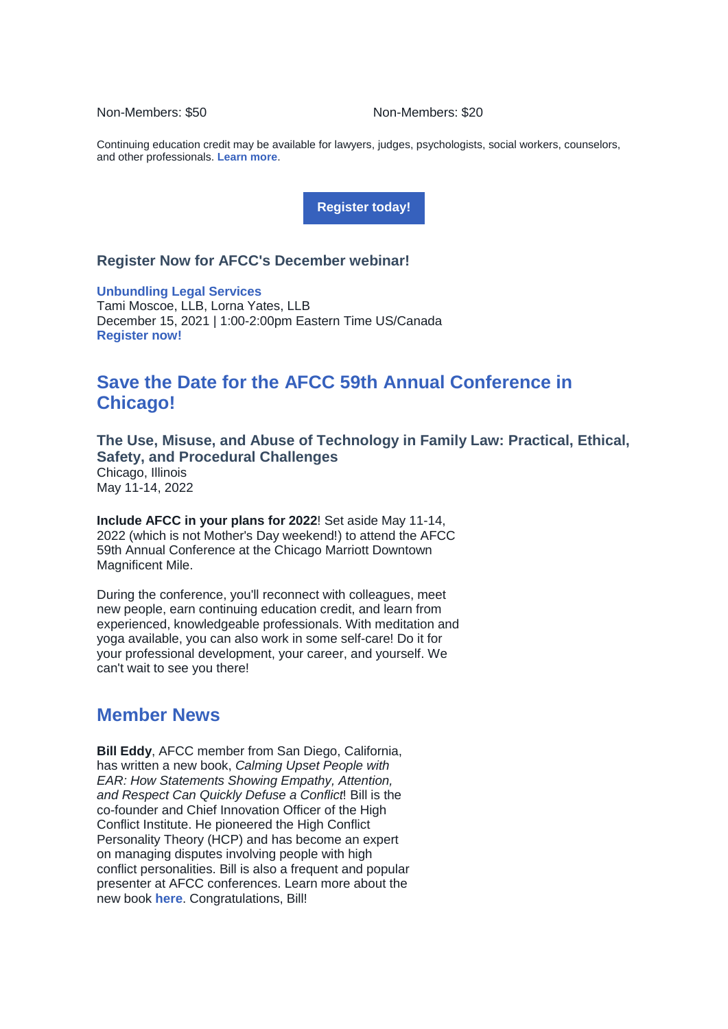Non-Members: $50

Non-Members: $20

Continuing education credit may be available for lawyers, judges, psychologists, social workers, counselors, and other professionals. **Learn more**.

**Register today!**

### Register Now for AFCC's December webinar!

**Unbundling Legal Services**
Tami Moscoe, LLB, Lorna Yates, LLB
December 15, 2021 | 1:00-2:00pm Eastern Time US/Canada
**Register now!**

## Save the Date for the AFCC 59th Annual Conference in Chicago!

### The Use, Misuse, and Abuse of Technology in Family Law: Practical, Ethical, Safety, and Procedural Challenges

Chicago, Illinois
May 11-14, 2022

**Include AFCC in your plans for 2022**! Set aside May 11-14, 2022 (which is not Mother's Day weekend!) to attend the AFCC 59th Annual Conference at the Chicago Marriott Downtown Magnificent Mile.

During the conference, you'll reconnect with colleagues, meet new people, earn continuing education credit, and learn from experienced, knowledgeable professionals. With meditation and yoga available, you can also work in some self-care! Do it for your professional development, your career, and yourself. We can't wait to see you there!

## Member News

**Bill Eddy**, AFCC member from San Diego, California, has written a new book, *Calming Upset People with EAR: How Statements Showing Empathy, Attention, and Respect Can Quickly Defuse a Conflict*! Bill is the co-founder and Chief Innovation Officer of the High Conflict Institute. He pioneered the High Conflict Personality Theory (HCP) and has become an expert on managing disputes involving people with high conflict personalities. Bill is also a frequent and popular presenter at AFCC conferences. Learn more about the new book **here**. Congratulations, Bill!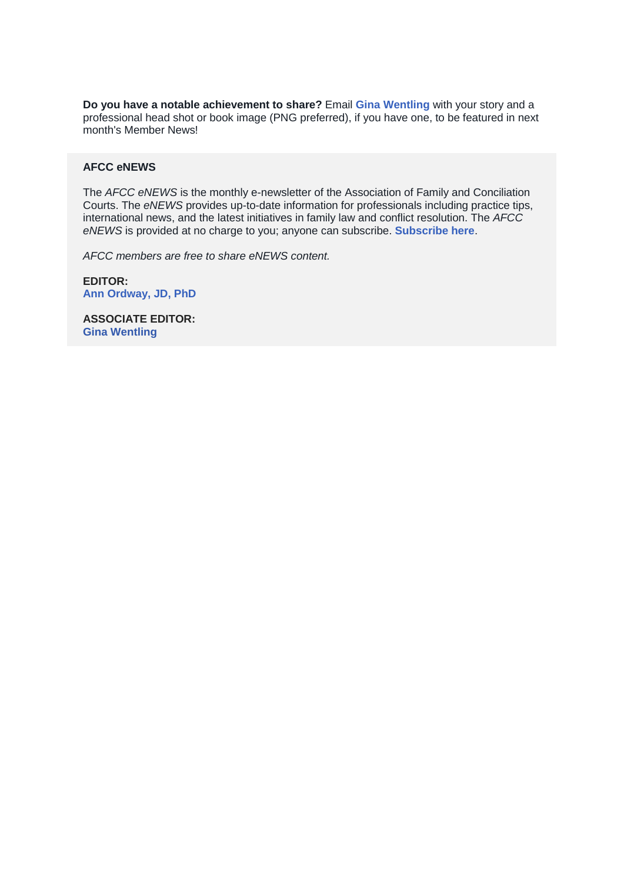**Do you have a notable achievement to share?** Email **Gina Wentling** with your story and a professional head shot or book image (PNG preferred), if you have one, to be featured in next month's Member News!

**AFCC eNEWS**

The *AFCC eNEWS* is the monthly e-newsletter of the Association of Family and Conciliation Courts. The *eNEWS* provides up-to-date information for professionals including practice tips, international news, and the latest initiatives in family law and conflict resolution. The *AFCC eNEWS* is provided at no charge to you; anyone can subscribe. **Subscribe here**.

*AFCC members are free to share eNEWS content.*

**EDITOR:**
**Ann Ordway, JD, PhD**

**ASSOCIATE EDITOR:**
**Gina Wentling**